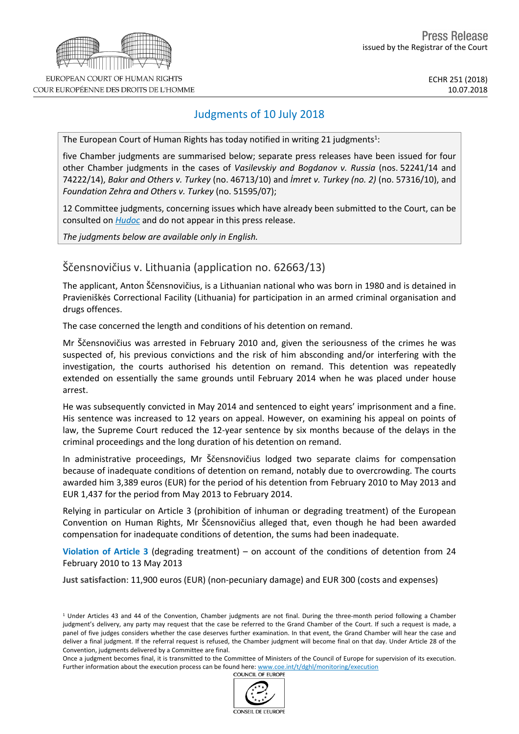Press Release
issued by the Registrar of the Court

EUROPEAN COURT OF HUMAN RIGHTS
COUR EUROPÉENNE DES DROITS DE L'HOMME

ECHR 251 (2018)
10.07.2018

# Judgments of 10 July 2018

The European Court of Human Rights has today notified in writing 21 judgments[1]:

five Chamber judgments are summarised below; separate press releases have been issued for four other Chamber judgments in the cases of *Vasilevskiy and Bogdanov v. Russia* (nos. 52241/14 and 74222/14), *Bakır and Others v. Turkey* (no. 46713/10) and *İmret v. Turkey (no. 2)* (no. 57316/10), and *Foundation Zehra and Others v. Turkey* (no. 51595/07);

12 Committee judgments, concerning issues which have already been submitted to the Court, can be consulted on [Hudoc](Hudoc) and do not appear in this press release.

*The judgments below are available only in English.*

## Ščensnovičius v. Lithuania (application no. 62663/13)

The applicant, Anton Ščensnovičius, is a Lithuanian national who was born in 1980 and is detained in Pravieniškės Correctional Facility (Lithuania) for participation in an armed criminal organisation and drugs offences.

The case concerned the length and conditions of his detention on remand.

Mr Ščensnovičius was arrested in February 2010 and, given the seriousness of the crimes he was suspected of, his previous convictions and the risk of him absconding and/or interfering with the investigation, the courts authorised his detention on remand. This detention was repeatedly extended on essentially the same grounds until February 2014 when he was placed under house arrest.

He was subsequently convicted in May 2014 and sentenced to eight years' imprisonment and a fine. His sentence was increased to 12 years on appeal. However, on examining his appeal on points of law, the Supreme Court reduced the 12-year sentence by six months because of the delays in the criminal proceedings and the long duration of his detention on remand.

In administrative proceedings, Mr Ščensnovičius lodged two separate claims for compensation because of inadequate conditions of detention on remand, notably due to overcrowding. The courts awarded him 3,389 euros (EUR) for the period of his detention from February 2010 to May 2013 and EUR 1,437 for the period from May 2013 to February 2014.

Relying in particular on Article 3 (prohibition of inhuman or degrading treatment) of the European Convention on Human Rights, Mr Ščensnovičius alleged that, even though he had been awarded compensation for inadequate conditions of detention, the sums had been inadequate.

**Violation of Article 3** (degrading treatment) – on account of the conditions of detention from 24 February 2010 to 13 May 2013

**Just satisfaction**: 11,900 euros (EUR) (non-pecuniary damage) and EUR 300 (costs and expenses)

[1] Under Articles 43 and 44 of the Convention, Chamber judgments are not final. During the three-month period following a Chamber judgment's delivery, any party may request that the case be referred to the Grand Chamber of the Court. If such a request is made, a panel of five judges considers whether the case deserves further examination. In that event, the Grand Chamber will hear the case and deliver a final judgment. If the referral request is refused, the Chamber judgment will become final on that day. Under Article 28 of the Convention, judgments delivered by a Committee are final.

Once a judgment becomes final, it is transmitted to the Committee of Ministers of the Council of Europe for supervision of its execution. Further information about the execution process can be found here: www.coe.int/t/dghl/monitoring/execution

COUNCIL OF EUROPE
CONSEIL DE L'EUROPE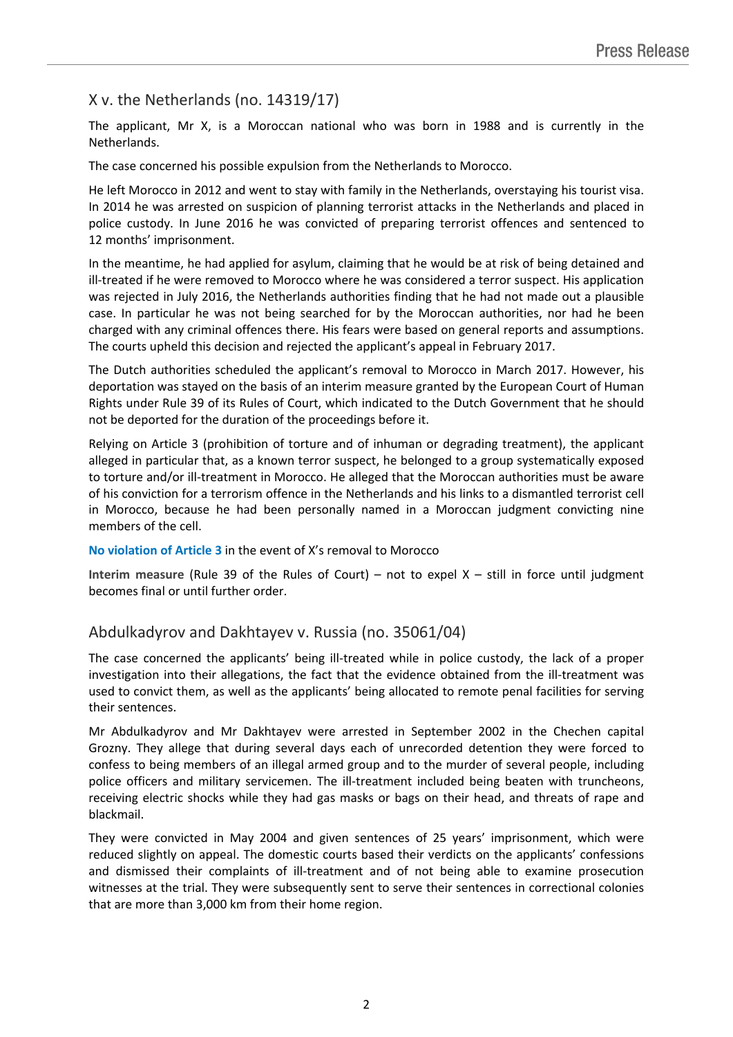## X v. the Netherlands (no. 14319/17)

The applicant, Mr X, is a Moroccan national who was born in 1988 and is currently in the Netherlands.

The case concerned his possible expulsion from the Netherlands to Morocco.

He left Morocco in 2012 and went to stay with family in the Netherlands, overstaying his tourist visa. In 2014 he was arrested on suspicion of planning terrorist attacks in the Netherlands and placed in police custody. In June 2016 he was convicted of preparing terrorist offences and sentenced to 12 months' imprisonment.

In the meantime, he had applied for asylum, claiming that he would be at risk of being detained and ill-treated if he were removed to Morocco where he was considered a terror suspect. His application was rejected in July 2016, the Netherlands authorities finding that he had not made out a plausible case. In particular he was not being searched for by the Moroccan authorities, nor had he been charged with any criminal offences there. His fears were based on general reports and assumptions. The courts upheld this decision and rejected the applicant's appeal in February 2017.

The Dutch authorities scheduled the applicant's removal to Morocco in March 2017. However, his deportation was stayed on the basis of an interim measure granted by the European Court of Human Rights under Rule 39 of its Rules of Court, which indicated to the Dutch Government that he should not be deported for the duration of the proceedings before it.

Relying on Article 3 (prohibition of torture and of inhuman or degrading treatment), the applicant alleged in particular that, as a known terror suspect, he belonged to a group systematically exposed to torture and/or ill-treatment in Morocco. He alleged that the Moroccan authorities must be aware of his conviction for a terrorism offence in the Netherlands and his links to a dismantled terrorist cell in Morocco, because he had been personally named in a Moroccan judgment convicting nine members of the cell.

**No violation of Article 3** in the event of X's removal to Morocco

**Interim measure** (Rule 39 of the Rules of Court) – not to expel X – still in force until judgment becomes final or until further order.

## Abdulkadyrov and Dakhtayev v. Russia (no. 35061/04)

The case concerned the applicants' being ill-treated while in police custody, the lack of a proper investigation into their allegations, the fact that the evidence obtained from the ill-treatment was used to convict them, as well as the applicants' being allocated to remote penal facilities for serving their sentences.

Mr Abdulkadyrov and Mr Dakhtayev were arrested in September 2002 in the Chechen capital Grozny. They allege that during several days each of unrecorded detention they were forced to confess to being members of an illegal armed group and to the murder of several people, including police officers and military servicemen. The ill-treatment included being beaten with truncheons, receiving electric shocks while they had gas masks or bags on their head, and threats of rape and blackmail.

They were convicted in May 2004 and given sentences of 25 years' imprisonment, which were reduced slightly on appeal. The domestic courts based their verdicts on the applicants' confessions and dismissed their complaints of ill-treatment and of not being able to examine prosecution witnesses at the trial. They were subsequently sent to serve their sentences in correctional colonies that are more than 3,000 km from their home region.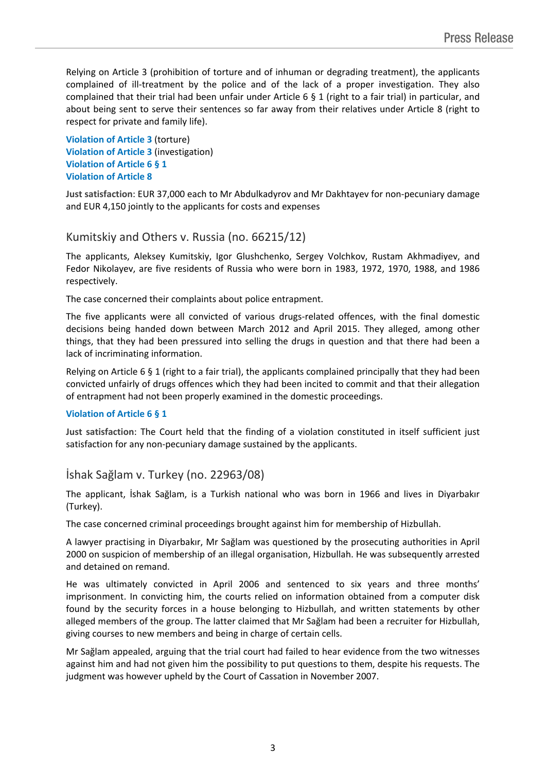Relying on Article 3 (prohibition of torture and of inhuman or degrading treatment), the applicants complained of ill-treatment by the police and of the lack of a proper investigation. They also complained that their trial had been unfair under Article 6 § 1 (right to a fair trial) in particular, and about being sent to serve their sentences so far away from their relatives under Article 8 (right to respect for private and family life).

**Violation of Article 3** (torture)
**Violation of Article 3** (investigation)
**Violation of Article 6 § 1**
**Violation of Article 8**

**Just satisfaction**: EUR 37,000 each to Mr Abdulkadyrov and Mr Dakhtayev for non-pecuniary damage and EUR 4,150 jointly to the applicants for costs and expenses

## Kumitskiy and Others v. Russia (no. 66215/12)

The applicants, Aleksey Kumitskiy, Igor Glushchenko, Sergey Volchkov, Rustam Akhmadiyev, and Fedor Nikolayev, are five residents of Russia who were born in 1983, 1972, 1970, 1988, and 1986 respectively.

The case concerned their complaints about police entrapment.

The five applicants were all convicted of various drugs-related offences, with the final domestic decisions being handed down between March 2012 and April 2015. They alleged, among other things, that they had been pressured into selling the drugs in question and that there had been a lack of incriminating information.

Relying on Article 6 § 1 (right to a fair trial), the applicants complained principally that they had been convicted unfairly of drugs offences which they had been incited to commit and that their allegation of entrapment had not been properly examined in the domestic proceedings.

**Violation of Article 6 § 1**

**Just satisfaction**: The Court held that the finding of a violation constituted in itself sufficient just satisfaction for any non-pecuniary damage sustained by the applicants.

## İshak Sağlam v. Turkey (no. 22963/08)

The applicant, İshak Sağlam, is a Turkish national who was born in 1966 and lives in Diyarbakır (Turkey).

The case concerned criminal proceedings brought against him for membership of Hizbullah.

A lawyer practising in Diyarbakır, Mr Sağlam was questioned by the prosecuting authorities in April 2000 on suspicion of membership of an illegal organisation, Hizbullah. He was subsequently arrested and detained on remand.

He was ultimately convicted in April 2006 and sentenced to six years and three months' imprisonment. In convicting him, the courts relied on information obtained from a computer disk found by the security forces in a house belonging to Hizbullah, and written statements by other alleged members of the group. The latter claimed that Mr Sağlam had been a recruiter for Hizbullah, giving courses to new members and being in charge of certain cells.

Mr Sağlam appealed, arguing that the trial court had failed to hear evidence from the two witnesses against him and had not given him the possibility to put questions to them, despite his requests. The judgment was however upheld by the Court of Cassation in November 2007.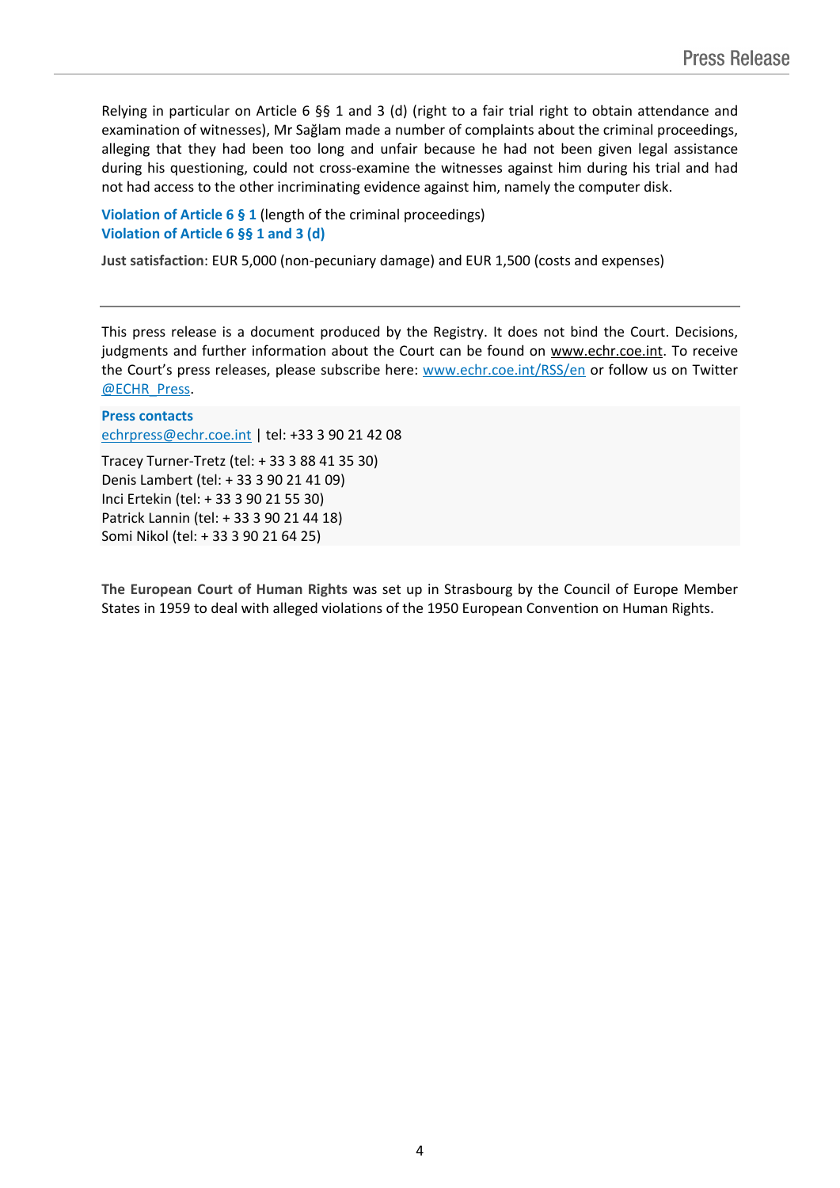Relying in particular on Article 6 §§ 1 and 3 (d) (right to a fair trial right to obtain attendance and examination of witnesses), Mr Sağlam made a number of complaints about the criminal proceedings, alleging that they had been too long and unfair because he had not been given legal assistance during his questioning, could not cross-examine the witnesses against him during his trial and had not had access to the other incriminating evidence against him, namely the computer disk.

**Violation of Article 6 § 1** (length of the criminal proceedings)
**Violation of Article 6 §§ 1 and 3 (d)**

**Just satisfaction**: EUR 5,000 (non-pecuniary damage) and EUR 1,500 (costs and expenses)

---

This press release is a document produced by the Registry. It does not bind the Court. Decisions, judgments and further information about the Court can be found on www.echr.coe.int. To receive the Court's press releases, please subscribe here: www.echr.coe.int/RSS/en or follow us on Twitter @ECHR_Press.

**Press contacts**
echrpress@echr.coe.int | tel: +33 3 90 21 42 08

Tracey Turner-Tretz (tel: + 33 3 88 41 35 30)
Denis Lambert (tel: + 33 3 90 21 41 09)
Inci Ertekin (tel: + 33 3 90 21 55 30)
Patrick Lannin (tel: + 33 3 90 21 44 18)
Somi Nikol (tel: + 33 3 90 21 64 25)

**The European Court of Human Rights** was set up in Strasbourg by the Council of Europe Member States in 1959 to deal with alleged violations of the 1950 European Convention on Human Rights.